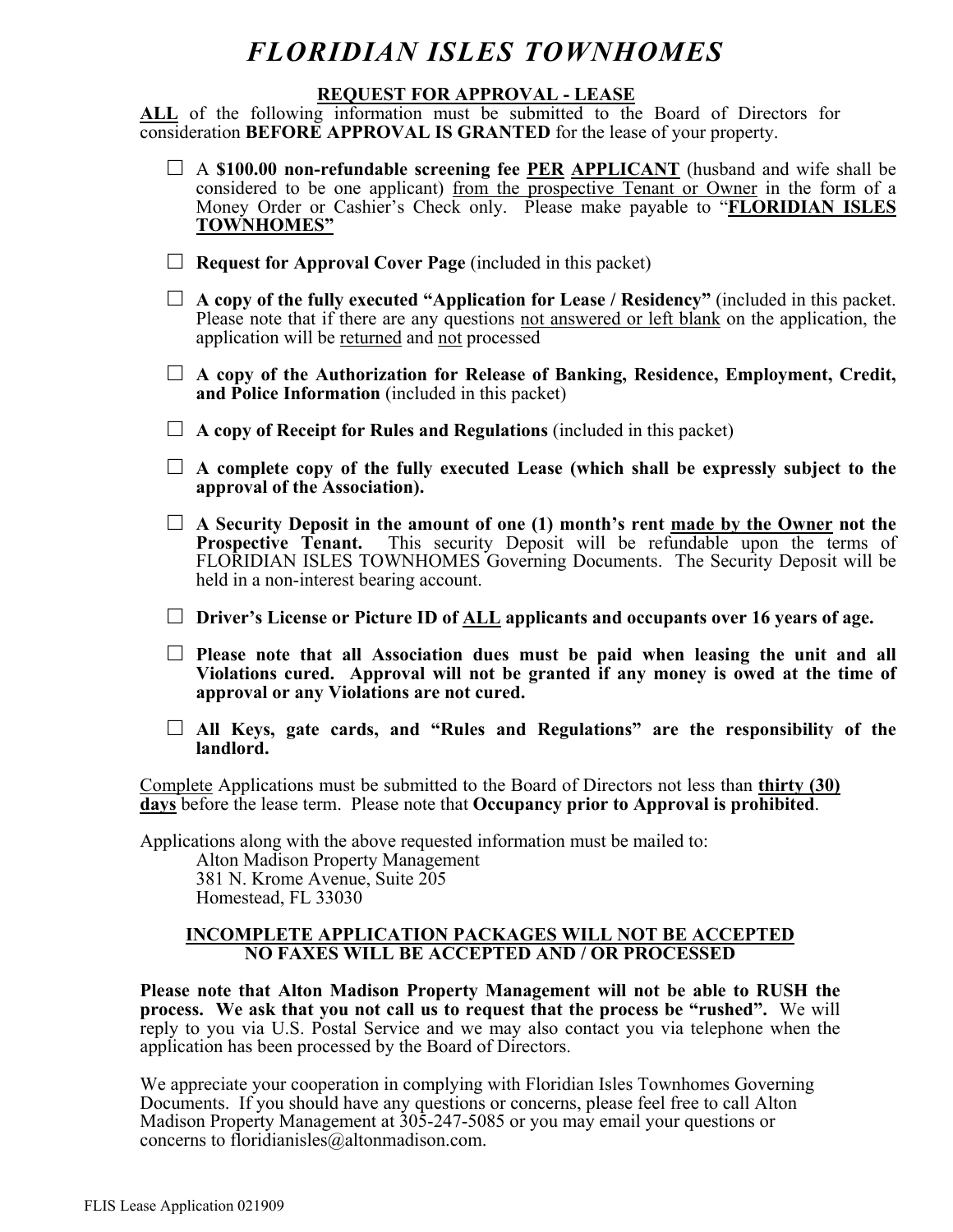# *FLORIDIAN ISLES TOWNHOMES*

## REQUEST FOR APPROVAL - LEASE

**ALL** of the following information must be submitted to the Board of Directors for consideration **BEFORE APPROVAL IS GRANTED** for the lease of your property.

- ☐ A **$100.00 non-refundable screening fee PER APPLICANT** (husband and wife shall be considered to be one applicant) from the prospective Tenant or Owner in the form of a Money Order or Cashier's Check only. Please make payable to "**FLORIDIAN ISLES TOWNHOMES"**

- ☐ **Request for Approval Cover Page** (included in this packet)

- ☐ **A copy of the fully executed "Application for Lease / Residency"** (included in this packet. Please note that if there are any questions not answered or left blank on the application, the application will be returned and not processed

- ☐ **A copy of the Authorization for Release of Banking, Residence, Employment, Credit, and Police Information** (included in this packet)

- ☐ **A copy of Receipt for Rules and Regulations** (included in this packet)

- ☐ **A complete copy of the fully executed Lease (which shall be expressly subject to the approval of the Association).**

- ☐ **A Security Deposit in the amount of one (1) month's rent made by the Owner not the Prospective Tenant.** This security Deposit will be refundable upon the terms of FLORIDIAN ISLES TOWNHOMES Governing Documents. The Security Deposit will be held in a non-interest bearing account.

- ☐ **Driver's License or Picture ID of ALL applicants and occupants over 16 years of age.**

- ☐ **Please note that all Association dues must be paid when leasing the unit and all Violations cured. Approval will not be granted if any money is owed at the time of approval or any Violations are not cured.**

- ☐ **All Keys, gate cards, and "Rules and Regulations" are the responsibility of the landlord.**

Complete Applications must be submitted to the Board of Directors not less than **thirty (30) days** before the lease term. Please note that **Occupancy prior to Approval is prohibited**.

Applications along with the above requested information must be mailed to:

Alton Madison Property Management
381 N. Krome Avenue, Suite 205
Homestead, FL 33030

**INCOMPLETE APPLICATION PACKAGES WILL NOT BE ACCEPTED**
**NO FAXES WILL BE ACCEPTED AND / OR PROCESSED**

**Please note that Alton Madison Property Management will not be able to RUSH the process. We ask that you not call us to request that the process be "rushed".** We will reply to you via U.S. Postal Service and we may also contact you via telephone when the application has been processed by the Board of Directors.

We appreciate your cooperation in complying with Floridian Isles Townhomes Governing Documents. If you should have any questions or concerns, please feel free to call Alton Madison Property Management at 305-247-5085 or you may email your questions or concerns to floridianisles@altonmadison.com.

FLIS Lease Application 021909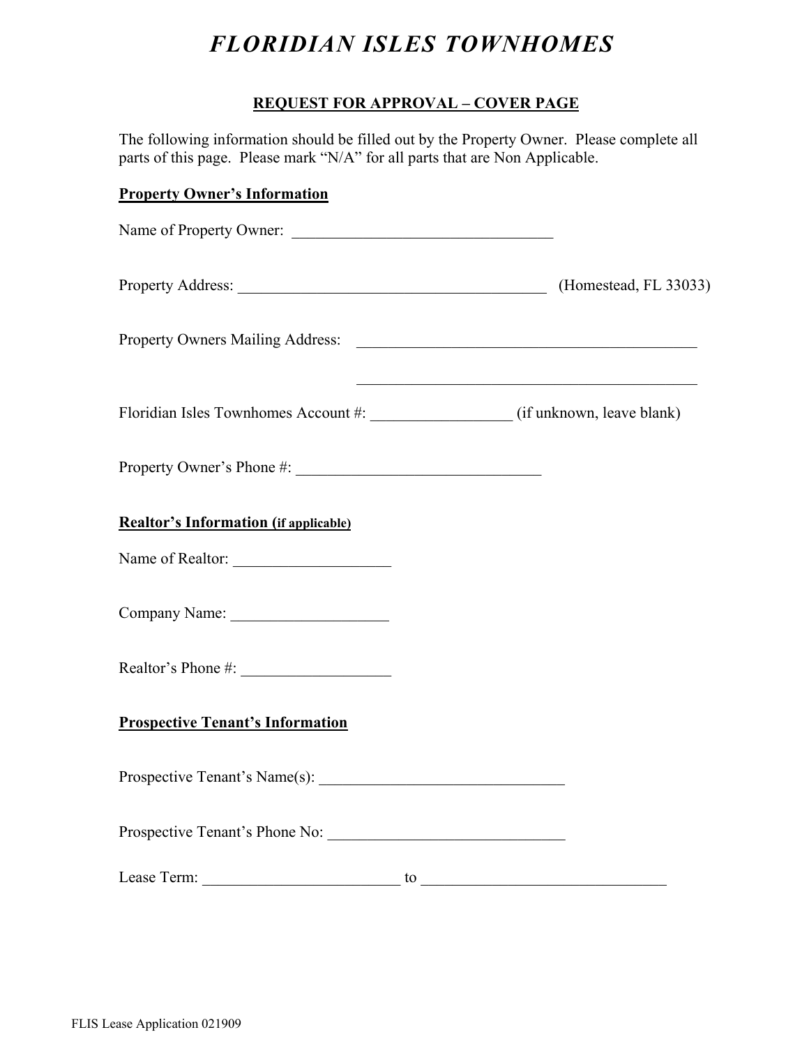# *FLORIDIAN ISLES TOWNHOMES*

## REQUEST FOR APPROVAL – COVER PAGE

The following information should be filled out by the Property Owner. Please complete all parts of this page. Please mark "N/A" for all parts that are Non Applicable.

**Property Owner's Information**

Name of Property Owner: ________________________________

Property Address: ______________________________________ (Homestead, FL 33033)

Property Owners Mailing Address: ______________________________________

______________________________________

Floridian Isles Townhomes Account #: _________________ (if unknown, leave blank)

Property Owner's Phone #: ______________________________

**Realtor's Information (if applicable)**

Name of Realtor: ____________________

Company Name: ____________________

Realtor's Phone #: __________________

**Prospective Tenant's Information**

Prospective Tenant's Name(s): ______________________________

Prospective Tenant's Phone No: ______________________________

Lease Term: ________________________ to ______________________________

FLIS Lease Application 021909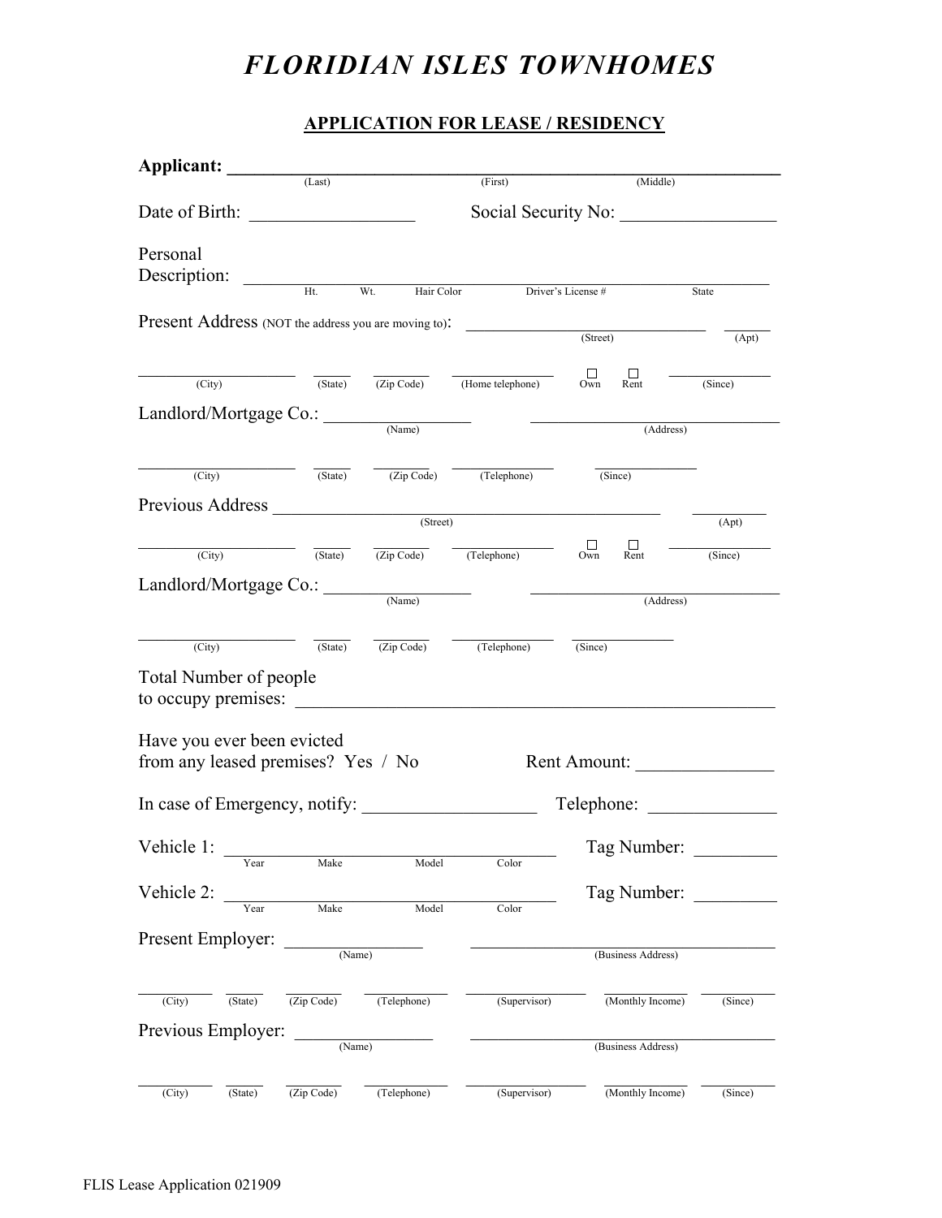# *FLORIDIAN ISLES TOWNHOMES*

## APPLICATION FOR LEASE / RESIDENCY

**Applicant:** ______________________________________________
(Last) (First) (Middle)

Date of Birth: __________________ Social Security No: _________________

Personal Description: ______________________________________________
Ht. Wt. Hair Color Driver's License # State

Present Address (NOT the address you are moving to): ____________________________ ______
(Street) (Apt)

__________________ _____ ________ ______________ ☐ Own ☐ Rent ____________
(City) (State) (Zip Code) (Home telephone) (Since)

Landlord/Mortgage Co.: ________________ ____________________________
(Name) (Address)

__________________ _____ ________ ______________ ____________
(City) (State) (Zip Code) (Telephone) (Since)

Previous Address ______________________________________________ ________
(Street) (Apt)

__________________ _____ ________ ______________ ☐ Own ☐ Rent ____________
(City) (State) (Zip Code) (Telephone) (Since)

Landlord/Mortgage Co.: ________________ ____________________________
(Name) (Address)

__________________ _____ ________ ______________ ____________
(City) (State) (Zip Code) (Telephone) (Since)

Total Number of people to occupy premises: ______________________________________________

Have you ever been evicted from any leased premises? Yes / No Rent Amount: _______________

In case of Emergency, notify: ___________________ Telephone: ______________

Vehicle 1: ____________________________________ Tag Number: _________
Year Make Model Color

Vehicle 2: ____________________________________ Tag Number: _________
Year Make Model Color

Present Employer: _______________ ____________________________________
(Name) (Business Address)

__________ _____ ________ ___________ ______________ ___________ ________
(City) (State) (Zip Code) (Telephone) (Supervisor) (Monthly Income) (Since)

Previous Employer: _______________ ____________________________________
(Name) (Business Address)

__________ _____ ________ ___________ ______________ ___________ ________
(City) (State) (Zip Code) (Telephone) (Supervisor) (Monthly Income) (Since)

FLIS Lease Application 021909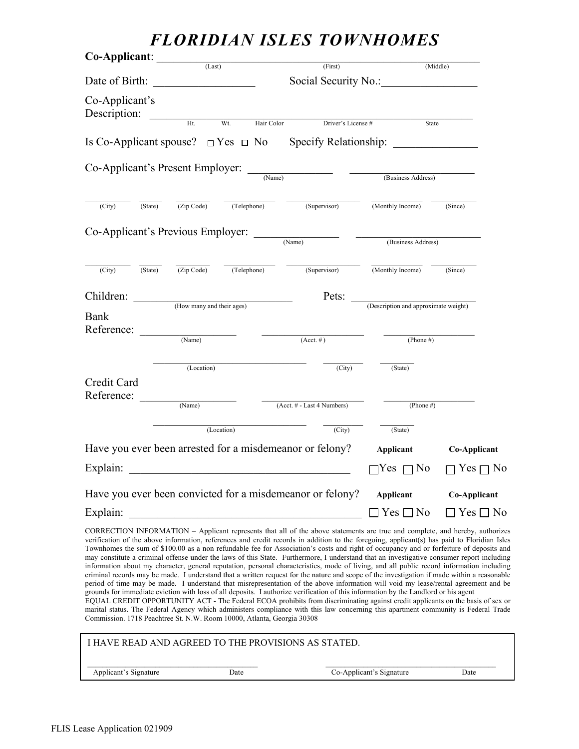# FLORIDIAN ISLES TOWNHOMES

**Co-Applicant**: ______________________________________________
(Last) (First) (Middle)

Date of Birth: __________________ Social Security No.:_________________

Co-Applicant's Description: ______________________________________________
Ht. Wt. Hair Color Driver's License # State

Is Co-Applicant spouse? ☐ Yes ☐ No Specify Relationship: _______________

Co-Applicant's Present Employer: _______________ _______________________
(Name) (Business Address)

_______ _____ _______ _________ _____________ _________ ________
(City) (State) (Zip Code) (Telephone) (Supervisor) (Monthly Income) (Since)

Co-Applicant's Previous Employer: _______________ _______________________
(Name) (Business Address)

_______ _____ _______ _________ _____________ _________ ________
(City) (State) (Zip Code) (Telephone) (Supervisor) (Monthly Income) (Since)

Children: ______________________________ Pets: _______________________
(How many and their ages) (Description and approximate weight)

Bank Reference: ________________ ________________ ________________
(Name) (Acct. # ) (Phone #)

______________________________ _______ _______
(Location) (City) (State)

Credit Card Reference: ________________ ________________ ________________
(Name) (Acct. # - Last 4 Numbers) (Phone #)

______________________________ _______ _______
(Location) (City) (State)

Have you ever been arrested for a misdemeanor or felony? **Applicant** **Co-Applicant**

Explain: ________________________________________ ☐Yes ☐ No ☐ Yes ☐ No

Have you ever been convicted for a misdemeanor or felony? **Applicant** **Co-Applicant**

Explain: ________________________________________ ☐ Yes ☐ No ☐ Yes ☐ No

CORRECTION INFORMATION – Applicant represents that all of the above statements are true and complete, and hereby, authorizes verification of the above information, references and credit records in addition to the foregoing, applicant(s) has paid to Floridian Isles Townhomes the sum of $100.00 as a non refundable fee for Association's costs and right of occupancy and or forfeiture of deposits and may constitute a criminal offense under the laws of this State. Furthermore, I understand that an investigative consumer report including information about my character, general reputation, personal characteristics, mode of living, and all public record information including criminal records may be made. I understand that a written request for the nature and scope of the investigation if made within a reasonable period of time may be made. I understand that misrepresentation of the above information will void my lease/rental agreement and be grounds for immediate eviction with loss of all deposits. I authorize verification of this information by the Landlord or his agent
EQUAL CREDIT OPPORTUNITY ACT - The Federal ECOA prohibits from discriminating against credit applicants on the basis of sex or marital status. The Federal Agency which administers compliance with this law concerning this apartment community is Federal Trade Commission. 1718 Peachtree St. N.W. Room 10000, Atlanta, Georgia 30308

I HAVE READ AND AGREED TO THE PROVISIONS AS STATED.

________________________________ ________________________________
Applicant's Signature Date Co-Applicant's Signature Date

FLIS Lease Application 021909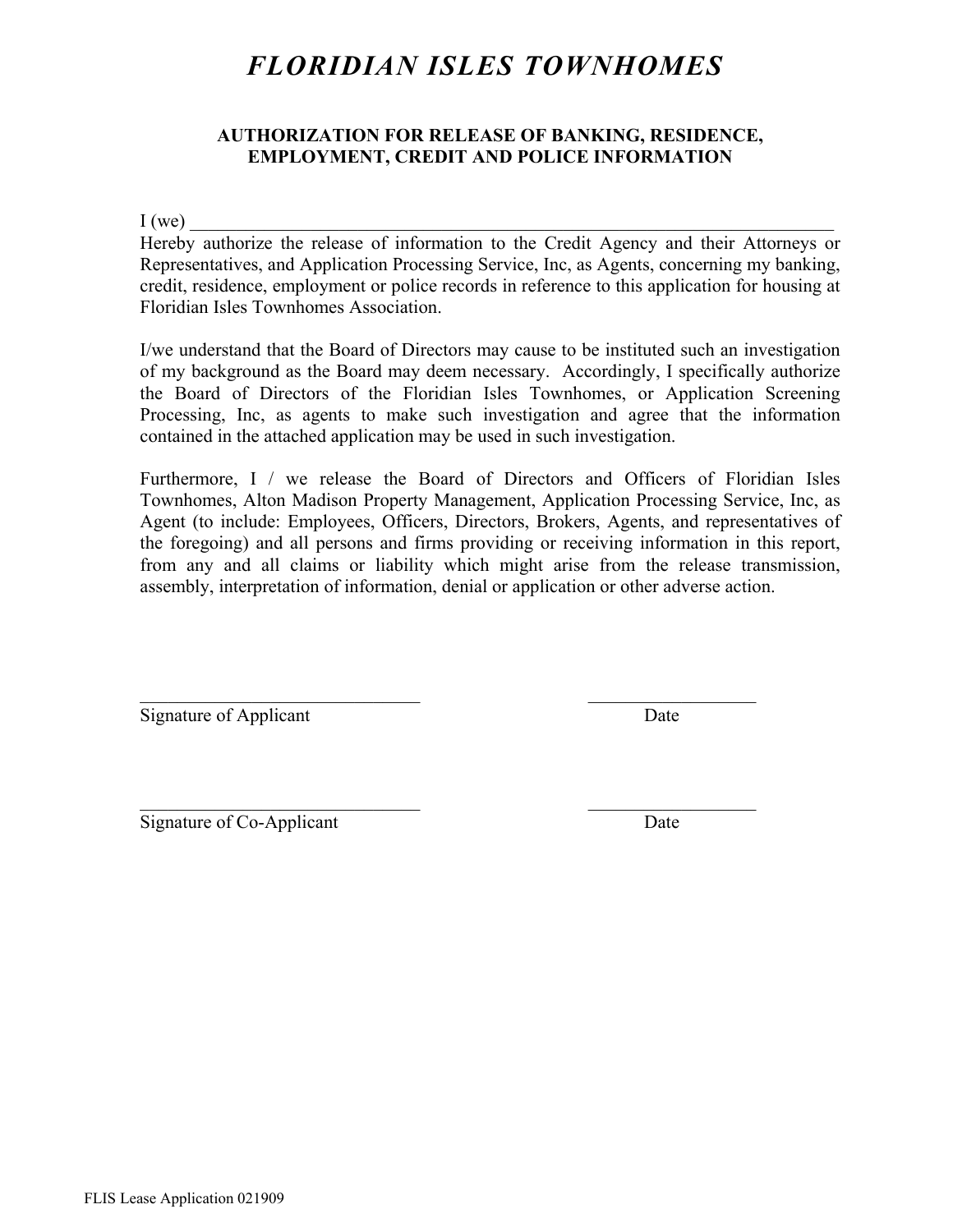# *FLORIDIAN ISLES TOWNHOMES*

## AUTHORIZATION FOR RELEASE OF BANKING, RESIDENCE, EMPLOYMENT, CREDIT AND POLICE INFORMATION

I (we) ___________________________________________________________________________

Hereby authorize the release of information to the Credit Agency and their Attorneys or Representatives, and Application Processing Service, Inc, as Agents, concerning my banking, credit, residence, employment or police records in reference to this application for housing at Floridian Isles Townhomes Association.

I/we understand that the Board of Directors may cause to be instituted such an investigation of my background as the Board may deem necessary. Accordingly, I specifically authorize the Board of Directors of the Floridian Isles Townhomes, or Application Screening Processing, Inc, as agents to make such investigation and agree that the information contained in the attached application may be used in such investigation.

Furthermore, I / we release the Board of Directors and Officers of Floridian Isles Townhomes, Alton Madison Property Management, Application Processing Service, Inc, as Agent (to include: Employees, Officers, Directors, Brokers, Agents, and representatives of the foregoing) and all persons and firms providing or receiving information in this report, from any and all claims or liability which might arise from the release transmission, assembly, interpretation of information, denial or application or other adverse action.

_______________________________ ___________________

Signature of Applicant Date

_______________________________ ___________________

Signature of Co-Applicant Date

FLIS Lease Application 021909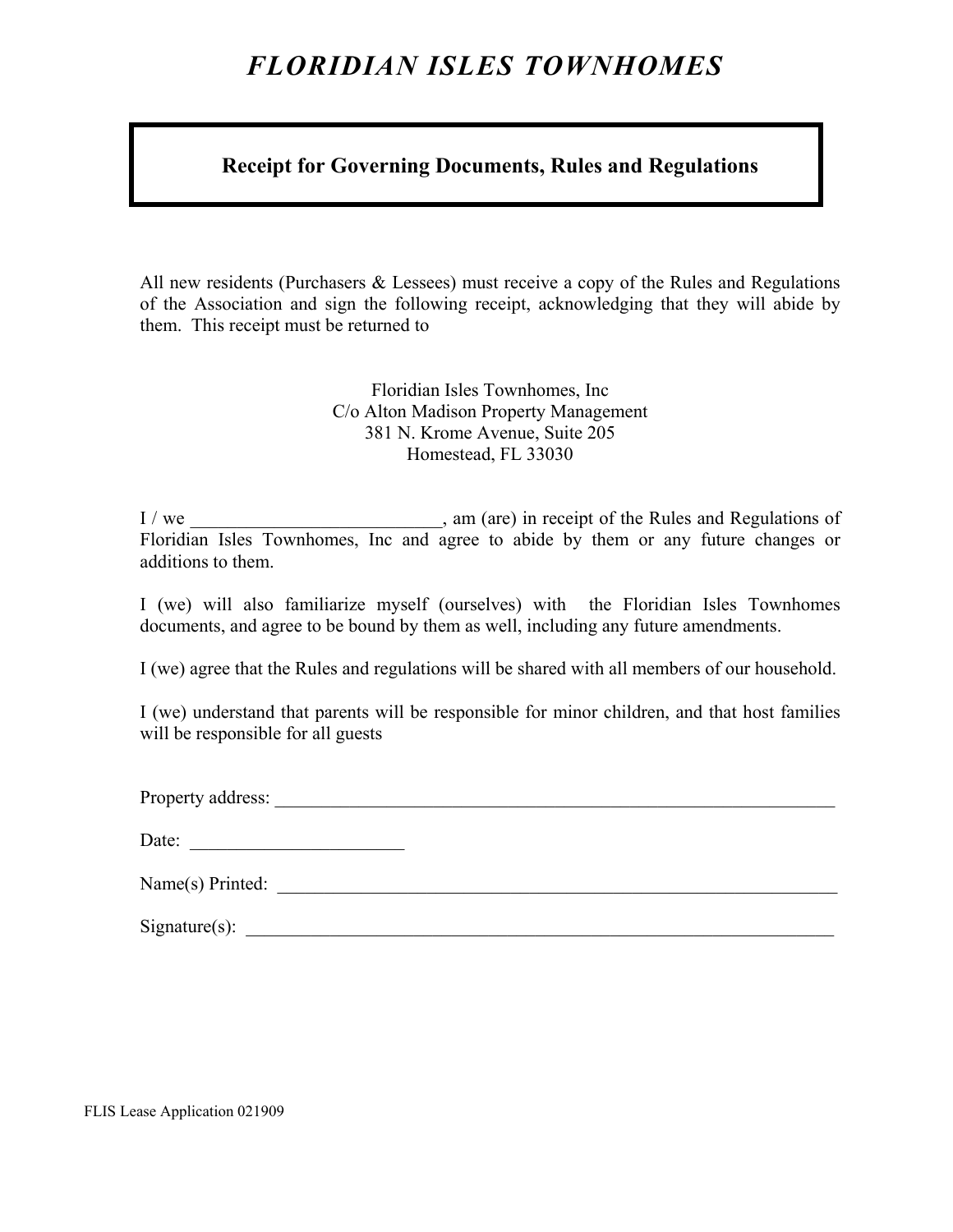# *FLORIDIAN ISLES TOWNHOMES*

## **Receipt for Governing Documents, Rules and Regulations**

All new residents (Purchasers & Lessees) must receive a copy of the Rules and Regulations of the Association and sign the following receipt, acknowledging that they will abide by them. This receipt must be returned to

Floridian Isles Townhomes, Inc
C/o Alton Madison Property Management
381 N. Krome Avenue, Suite 205
Homestead, FL 33030

I / we ___________________________, am (are) in receipt of the Rules and Regulations of Floridian Isles Townhomes, Inc and agree to abide by them or any future changes or additions to them.

I (we) will also familiarize myself (ourselves) with the Floridian Isles Townhomes documents, and agree to be bound by them as well, including any future amendments.

I (we) agree that the Rules and regulations will be shared with all members of our household.

I (we) understand that parents will be responsible for minor children, and that host families will be responsible for all guests

Property address: _________________________________________________________________

Date: ________________________

Name(s) Printed: _________________________________________________________________

Signature(s): ____________________________________________________________________

FLIS Lease Application 021909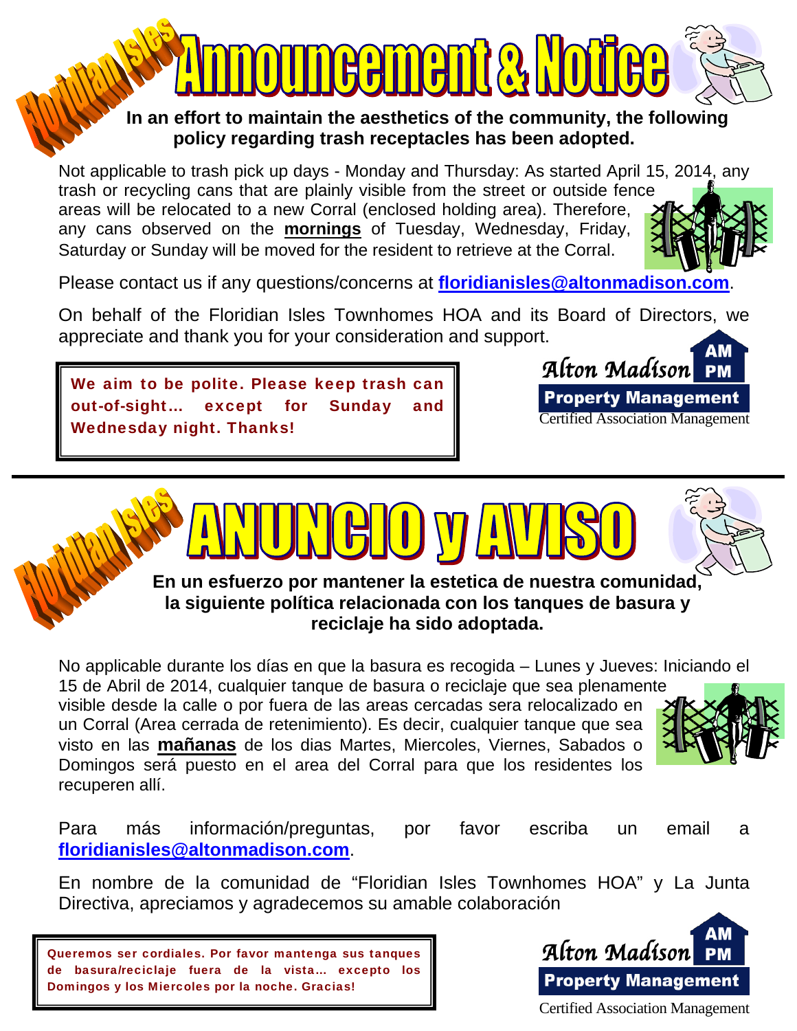# Floridian Isles Announcement & Notice

**In an effort to maintain the aesthetics of the community, the following policy regarding trash receptacles has been adopted.**

Not applicable to trash pick up days - Monday and Thursday: As started April 15, 2014, any trash or recycling cans that are plainly visible from the street or outside fence areas will be relocated to a new Corral (enclosed holding area). Therefore, any cans observed on the **mornings** of Tuesday, Wednesday, Friday, Saturday or Sunday will be moved for the resident to retrieve at the Corral.

Please contact us if any questions/concerns at **floridianisles@altonmadison.com**.

On behalf of the Floridian Isles Townhomes HOA and its Board of Directors, we appreciate and thank you for your consideration and support.

> **We aim to be polite. Please keep trash can out-of-sight… except for Sunday and Wednesday night. Thanks!**

Alton Madison AM PM
Property Management
Certified Association Management

---

# Floridian Isles ANUNCIO y AVISO

**En un esfuerzo por mantener la estetica de nuestra comunidad, la siguiente política relacionada con los tanques de basura y reciclaje ha sido adoptada.**

No applicable durante los días en que la basura es recogida – Lunes y Jueves: Iniciando el 15 de Abril de 2014, cualquier tanque de basura o reciclaje que sea plenamente visible desde la calle o por fuera de las areas cercadas sera relocalizado en un Corral (Area cerrada de retenimiento). Es decir, cualquier tanque que sea visto en las **mañanas** de los dias Martes, Miercoles, Viernes, Sabados o Domingos será puesto en el area del Corral para que los residentes los recuperen allí.

Para más información/preguntas, por favor escriba un email a **floridianisles@altonmadison.com**.

En nombre de la comunidad de "Floridian Isles Townhomes HOA" y La Junta Directiva, apreciamos y agradecemos su amable colaboración

> **Queremos ser cordiales. Por favor mantenga sus tanques de basura/reciclaje fuera de la vista… excepto los Domingos y los Miercoles por la noche. Gracias!**

Alton Madison AM PM
Property Management
Certified Association Management